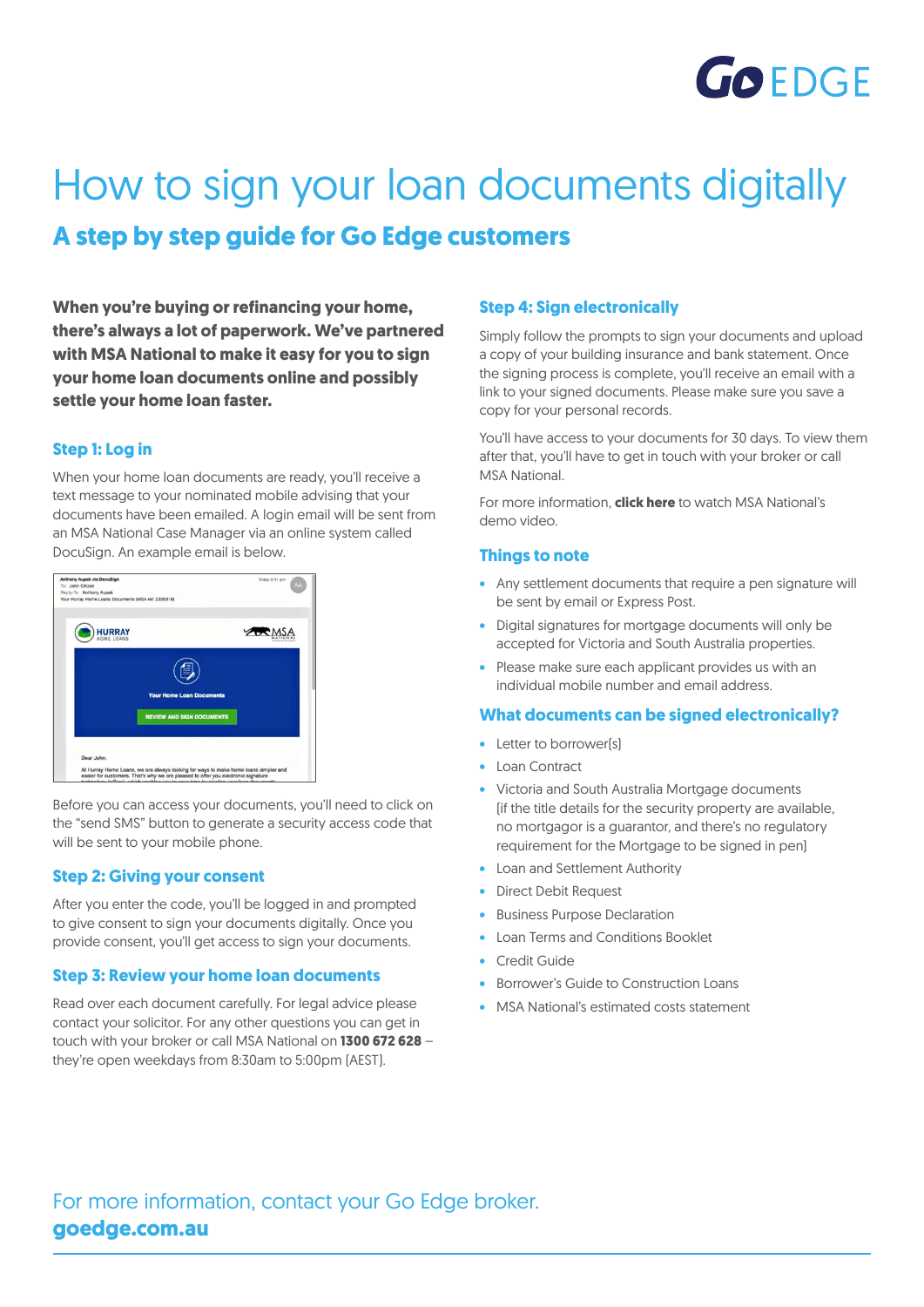# How to sign your loan documents digitally

## A step by step guide for Go Edge customers

**When you're buying or refinancing your home, there's always a lot of paperwork. We've partnered with MSA National to make it easy for you to sign your home loan documents online and possibly settle your home loan faster.**

### Step 1: Log in

When your home loan documents are ready, you'll receive a text message to your nominated mobile advising that your documents have been emailed. A login email will be sent from an MSA National Case Manager via an online system called DocuSign. An example email is below.

Before you can access your documents, you'll need to click on the "send SMS" button to generate a security access code that will be sent to your mobile phone.

### Step 2: Giving your consent

After you enter the code, you'll be logged in and prompted to give consent to sign your documents digitally. Once you provide consent, you'll get access to sign your documents.

### Step 3: Review your home loan documents

Read over each document carefully. For legal advice please contact your solicitor. For any other questions you can get in touch with your broker or call MSA National on **1300 672 628** – they're open weekdays from 8:30am to 5:00pm (AEST).

### Step 4: Sign electronically

Simply follow the prompts to sign your documents and upload a copy of your building insurance and bank statement. Once the signing process is complete, you'll receive an email with a link to your signed documents. Please make sure you save a copy for your personal records.

You'll have access to your documents for 30 days. To view them after that, you'll have to get in touch with your broker or call MSA National.

For more information, **click here** to watch MSA National's demo video.

### Things to note

- Any settlement documents that require a pen signature will be sent by email or Express Post.
- Digital signatures for mortgage documents will only be accepted for Victoria and South Australia properties.
- Please make sure each applicant provides us with an individual mobile number and email address.

### What documents can be signed electronically?

- Letter to borrower(s)
- Loan Contract
- Victoria and South Australia Mortgage documents (if the title details for the security property are available, no mortgagor is a guarantor, and there's no regulatory requirement for the Mortgage to be signed in pen)
- Loan and Settlement Authority
- Direct Debit Request
- Business Purpose Declaration
- Loan Terms and Conditions Booklet
- Credit Guide
- Borrower's Guide to Construction Loans
- MSA National's estimated costs statement

For more information, contact your Go Edge broker.
**goedge.com.au**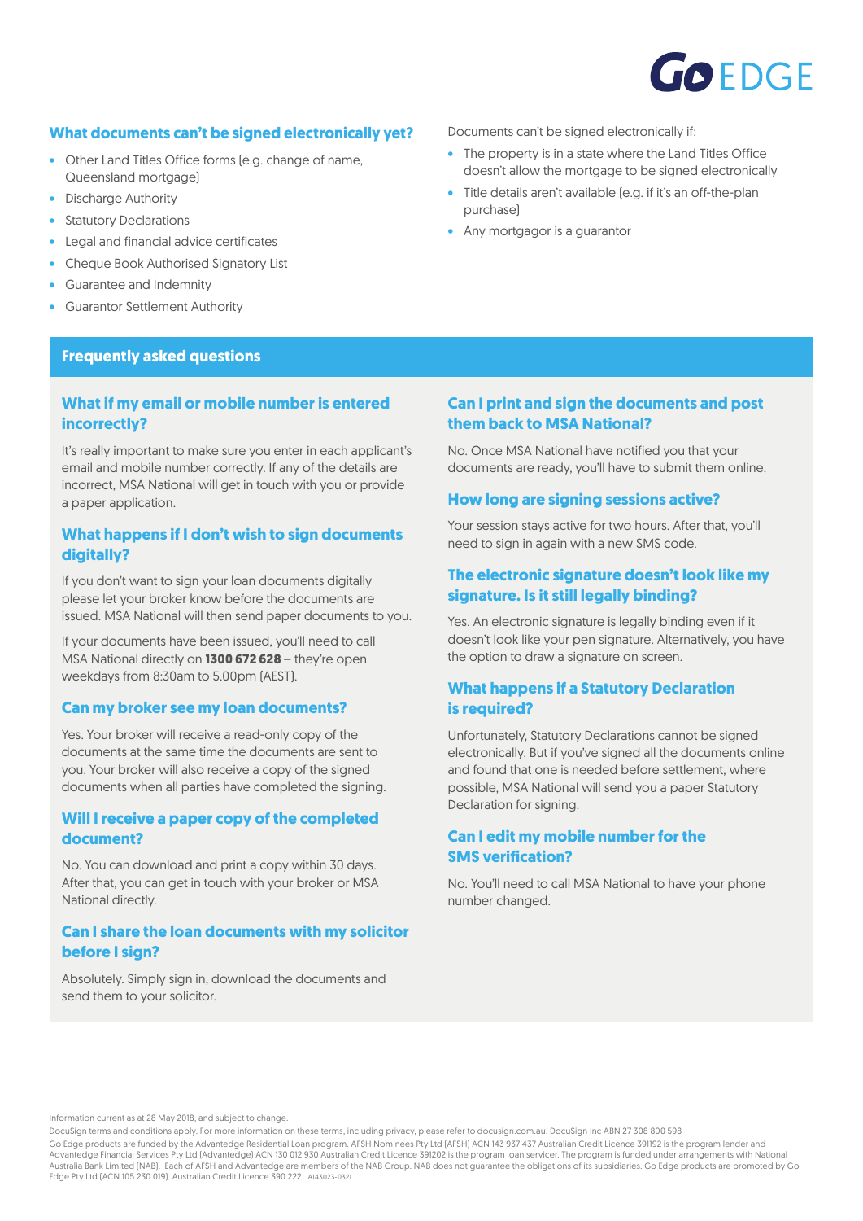## What documents can't be signed electronically yet?

- Other Land Titles Office forms (e.g. change of name, Queensland mortgage)
- Discharge Authority
- Statutory Declarations
- Legal and financial advice certificates
- Cheque Book Authorised Signatory List
- Guarantee and Indemnity
- Guarantor Settlement Authority

Documents can't be signed electronically if:

- The property is in a state where the Land Titles Office doesn't allow the mortgage to be signed electronically
- Title details aren't available (e.g. if it's an off-the-plan purchase)
- Any mortgagor is a guarantor

## Frequently asked questions

### What if my email or mobile number is entered incorrectly?

It's really important to make sure you enter in each applicant's email and mobile number correctly. If any of the details are incorrect, MSA National will get in touch with you or provide a paper application.

### What happens if I don't wish to sign documents digitally?

If you don't want to sign your loan documents digitally please let your broker know before the documents are issued. MSA National will then send paper documents to you.

If your documents have been issued, you'll need to call MSA National directly on **1300 672 628** – they're open weekdays from 8:30am to 5.00pm (AEST).

### Can my broker see my loan documents?

Yes. Your broker will receive a read-only copy of the documents at the same time the documents are sent to you. Your broker will also receive a copy of the signed documents when all parties have completed the signing.

### Will I receive a paper copy of the completed document?

No. You can download and print a copy within 30 days. After that, you can get in touch with your broker or MSA National directly.

### Can I share the loan documents with my solicitor before I sign?

Absolutely. Simply sign in, download the documents and send them to your solicitor.

### Can I print and sign the documents and post them back to MSA National?

No. Once MSA National have notified you that your documents are ready, you'll have to submit them online.

### How long are signing sessions active?

Your session stays active for two hours. After that, you'll need to sign in again with a new SMS code.

### The electronic signature doesn't look like my signature. Is it still legally binding?

Yes. An electronic signature is legally binding even if it doesn't look like your pen signature. Alternatively, you have the option to draw a signature on screen.

### What happens if a Statutory Declaration is required?

Unfortunately, Statutory Declarations cannot be signed electronically. But if you've signed all the documents online and found that one is needed before settlement, where possible, MSA National will send you a paper Statutory Declaration for signing.

### Can I edit my mobile number for the SMS verification?

No. You'll need to call MSA National to have your phone number changed.

Information current as at 28 May 2018, and subject to change.

DocuSign terms and conditions apply. For more information on these terms, including privacy, please refer to docusign.com.au. DocuSign Inc ABN 27 308 800 598

Go Edge products are funded by the Advantedge Residential Loan program. AFSH Nominees Pty Ltd (AFSH) ACN 143 937 437 Australian Credit Licence 391192 is the program lender and Advantedge Financial Services Pty Ltd (Advantedge) ACN 130 012 930 Australian Credit Licence 391202 is the program loan servicer. The program is funded under arrangements with National Australia Bank Limited (NAB). Each of AFSH and Advantedge are members of the NAB Group. NAB does not guarantee the obligations of its subsidiaries. Go Edge products are promoted by Go Edge Pty Ltd (ACN 105 230 019). Australian Credit Licence 390 222. A143023-0321